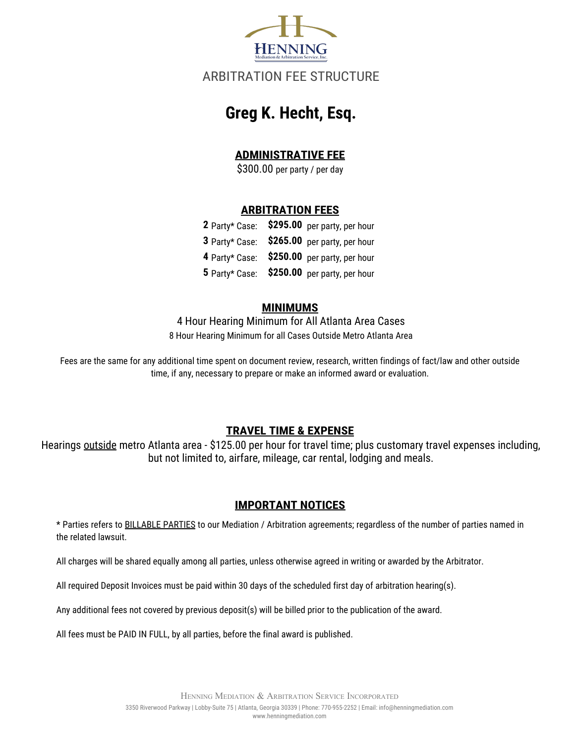HENNING
Mediation & Arbitration Service, Inc.

ARBITRATION FEE STRUCTURE

# Greg K. Hecht, Esq.

## ADMINISTRATIVE FEE

$300.00 per party / per day

## ARBITRATION FEES

| | | |
|---|---|---|
| **2** Party* Case: | **$295.00** | per party, per hour |
| **3** Party* Case: | **$265.00** | per party, per hour |
| **4** Party* Case: | **$250.00** | per party, per hour |
| **5** Party* Case: | **$250.00** | per party, per hour |

## MINIMUMS

4 Hour Hearing Minimum for All Atlanta Area Cases

8 Hour Hearing Minimum for all Cases Outside Metro Atlanta Area

Fees are the same for any additional time spent on document review, research, written findings of fact/law and other outside time, if any, necessary to prepare or make an informed award or evaluation.

## TRAVEL TIME & EXPENSE

Hearings outside metro Atlanta area - $125.00 per hour for travel time; plus customary travel expenses including, but not limited to, airfare, mileage, car rental, lodging and meals.

## IMPORTANT NOTICES

* Parties refers to BILLABLE PARTIES to our Mediation / Arbitration agreements; regardless of the number of parties named in the related lawsuit.

All charges will be shared equally among all parties, unless otherwise agreed in writing or awarded by the Arbitrator.

All required Deposit Invoices must be paid within 30 days of the scheduled first day of arbitration hearing(s).

Any additional fees not covered by previous deposit(s) will be billed prior to the publication of the award.

All fees must be PAID IN FULL, by all parties, before the final award is published.

HENNING MEDIATION & ARBITRATION SERVICE INCORPORATED

3350 Riverwood Parkway | Lobby-Suite 75 | Atlanta, Georgia 30339 | Phone: 770-955-2252 | Email: info@henningmediation.com

www.henningmediation.com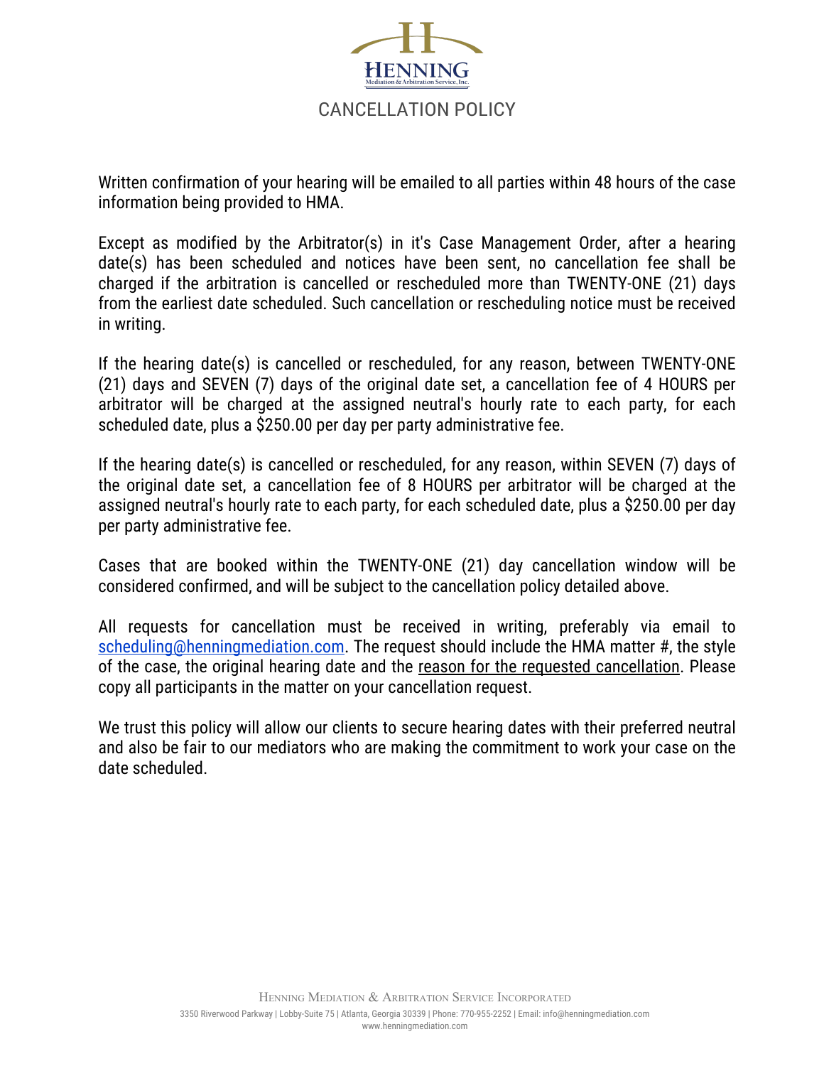# CANCELLATION POLICY

Written confirmation of your hearing will be emailed to all parties within 48 hours of the case information being provided to HMA.

Except as modified by the Arbitrator(s) in it's Case Management Order, after a hearing date(s) has been scheduled and notices have been sent, no cancellation fee shall be charged if the arbitration is cancelled or rescheduled more than TWENTY-ONE (21) days from the earliest date scheduled. Such cancellation or rescheduling notice must be received in writing.

If the hearing date(s) is cancelled or rescheduled, for any reason, between TWENTY-ONE (21) days and SEVEN (7) days of the original date set, a cancellation fee of 4 HOURS per arbitrator will be charged at the assigned neutral's hourly rate to each party, for each scheduled date, plus a $250.00 per day per party administrative fee.

If the hearing date(s) is cancelled or rescheduled, for any reason, within SEVEN (7) days of the original date set, a cancellation fee of 8 HOURS per arbitrator will be charged at the assigned neutral's hourly rate to each party, for each scheduled date, plus a $250.00 per day per party administrative fee.

Cases that are booked within the TWENTY-ONE (21) day cancellation window will be considered confirmed, and will be subject to the cancellation policy detailed above.

All requests for cancellation must be received in writing, preferably via email to scheduling@henningmediation.com. The request should include the HMA matter #, the style of the case, the original hearing date and the reason for the requested cancellation. Please copy all participants in the matter on your cancellation request.

We trust this policy will allow our clients to secure hearing dates with their preferred neutral and also be fair to our mediators who are making the commitment to work your case on the date scheduled.